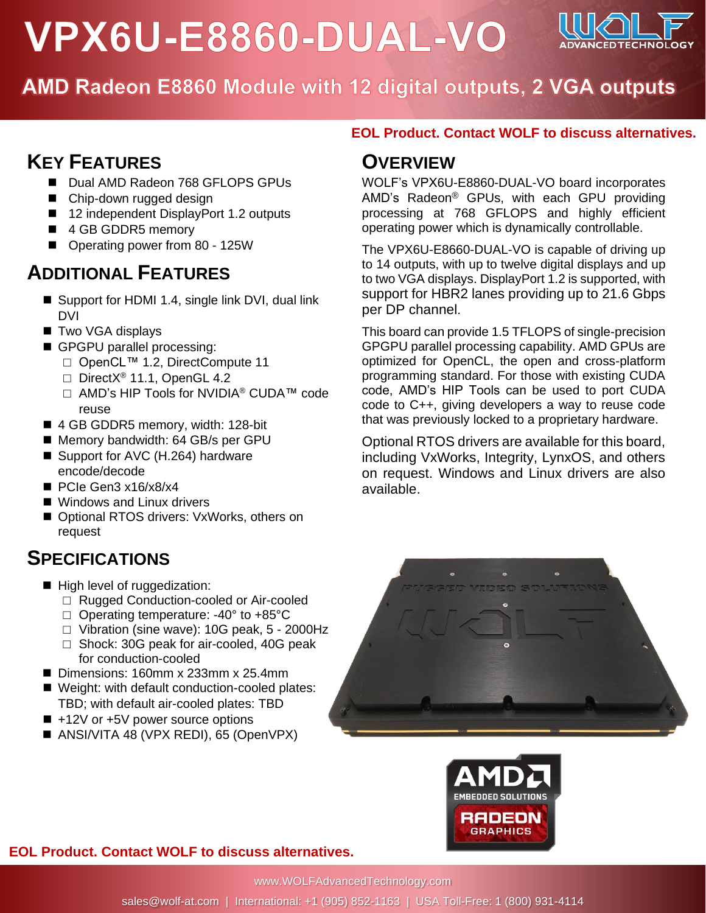# VPX6U-E8860-DUAL-VO

## AMD Radeon E8860 Module with 12 digital outputs, 2 VGA outputs

**EOL Product. Contact WOLF to discuss alternatives.**

## Key Features

- Dual AMD Radeon 768 GFLOPS GPUs
- Chip-down rugged design
- 12 independent DisplayPort 1.2 outputs
- 4 GB GDDR5 memory
- Operating power from 80 - 125W

## Additional Features

- Support for HDMI 1.4, single link DVI, dual link DVI
- Two VGA displays
- GPGPU parallel processing:
  - OpenCL™ 1.2, DirectCompute 11
  - DirectX® 11.1, OpenGL 4.2
  - AMD's HIP Tools for NVIDIA® CUDA™ code reuse
- 4 GB GDDR5 memory, width: 128-bit
- Memory bandwidth: 64 GB/s per GPU
- Support for AVC (H.264) hardware encode/decode
- PCIe Gen3 x16/x8/x4
- Windows and Linux drivers
- Optional RTOS drivers: VxWorks, others on request

## Specifications

- High level of ruggedization:
  - Rugged Conduction-cooled or Air-cooled
  - Operating temperature: -40° to +85°C
  - Vibration (sine wave): 10G peak, 5 - 2000Hz
  - Shock: 30G peak for air-cooled, 40G peak for conduction-cooled
- Dimensions: 160mm x 233mm x 25.4mm
- Weight: with default conduction-cooled plates: TBD; with default air-cooled plates: TBD
- +12V or +5V power source options
- ANSI/VITA 48 (VPX REDI), 65 (OpenVPX)

## Overview

WOLF's VPX6U-E8860-DUAL-VO board incorporates AMD's Radeon® GPUs, with each GPU providing processing at 768 GFLOPS and highly efficient operating power which is dynamically controllable.

The VPX6U-E8660-DUAL-VO is capable of driving up to 14 outputs, with up to twelve digital displays and up to two VGA displays. DisplayPort 1.2 is supported, with support for HBR2 lanes providing up to 21.6 Gbps per DP channel.

This board can provide 1.5 TFLOPS of single-precision GPGPU parallel processing capability. AMD GPUs are optimized for OpenCL, the open and cross-platform programming standard. For those with existing CUDA code, AMD's HIP Tools can be used to port CUDA code to C++, giving developers a way to reuse code that was previously locked to a proprietary hardware.

Optional RTOS drivers are available for this board, including VxWorks, Integrity, LynxOS, and others on request. Windows and Linux drivers are also available.

**EOL Product. Contact WOLF to discuss alternatives.**

www.WOLFAdvancedTechnology.com

sales@wolf-at.com | International: +1 (905) 852-1163 | USA Toll-Free: 1 (800) 931-4114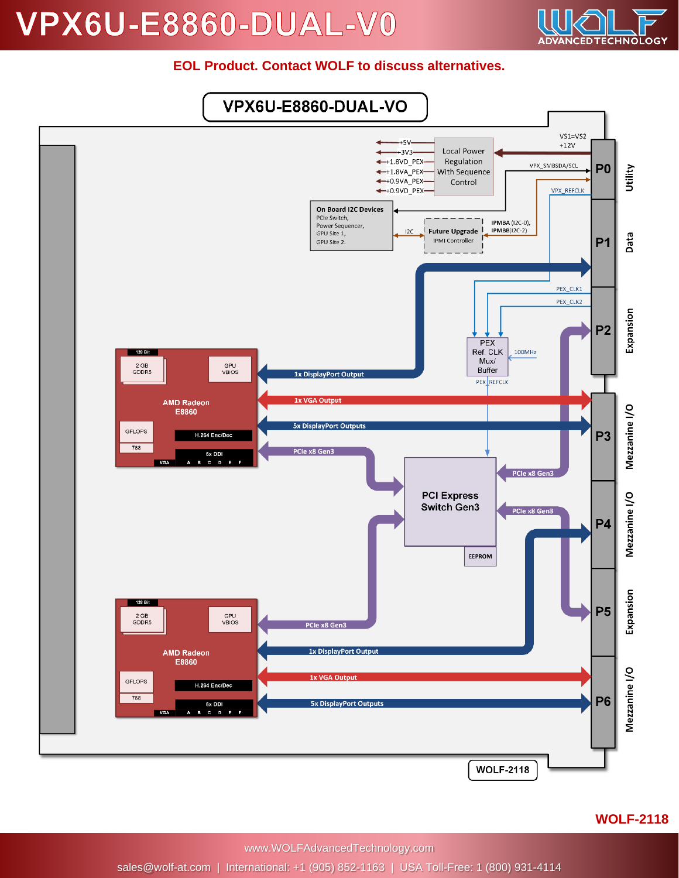# VPX6U-E8860-DUAL-V0

**EOL Product. Contact WOLF to discuss alternatives.**

VPX6U-E8860-DUAL-VO

Local Power Regulation With Sequence Control

+5V
+3V3
+1.8VD_PEX
+1.8VA_PEX
+0.9VA_PEX
+0.9VD_PEX

VS1=VS2
+12V

VPX_SMBSDA/SCL

VPX_REFCLK

On Board I2C Devices
PCIe Switch,
Power Sequencer,
GPU Site 1,
GPU Site 2.

I2C

Future Upgrade
IPMI Controller

IPMBA (I2C-0),
IPMBB(I2C-2)

PEX_CLK1
PEX_CLK2

PEX Ref. CLK Mux/ Buffer

100MHz

PEX_REFCLK

AMD Radeon E8860

128 Bit
2 GB GDDR5
GPU VBIOS
GFLOPS 768
H.264 Enc/Dec
6x DDI
VGA A B C D E F

1x DisplayPort Output
1x VGA Output
5x DisplayPort Outputs
PCIe x8 Gen3

PCI Express Switch Gen3

EEPROM

PCIe x8 Gen3
PCIe x8 Gen3

AMD Radeon E8860

128 Bit
2 GB GDDR5
GPU VBIOS
GFLOPS 768
H.264 Enc/Dec
6x DDI
VGA A B C D E F

PCIe x8 Gen3
1x DisplayPort Output
1x VGA Output
5x DisplayPort Outputs

P0 Utility
P1 Data
P2 Expansion
P3 Mezzanine I/O
P4 Mezzanine I/O
P5 Expansion
P6 Mezzanine I/O

WOLF-2118

**WOLF-2118**

www.WOLFAdvancedTechnology.com

sales@wolf-at.com | International: +1 (905) 852-1163 | USA Toll-Free: 1 (800) 931-4114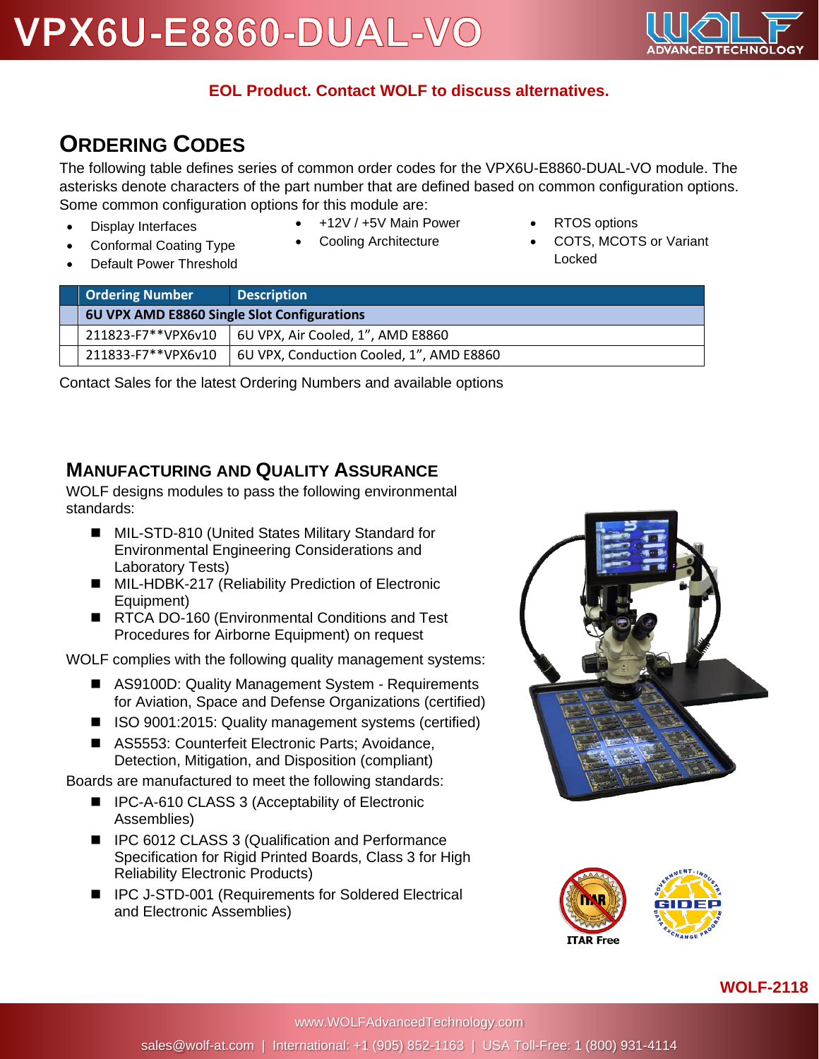# VPX6U-E8860-DUAL-VO

**EOL Product. Contact WOLF to discuss alternatives.**

## Ordering Codes

The following table defines series of common order codes for the VPX6U-E8860-DUAL-VO module. The asterisks denote characters of the part number that are defined based on common configuration options. Some common configuration options for this module are:

- Display Interfaces
- Conformal Coating Type
- Default Power Threshold
- +12V / +5V Main Power
- Cooling Architecture
- RTOS options
- COTS, MCOTS or Variant Locked

| | Ordering Number | Description |
|---|---|---|
| | **6U VPX AMD E8860 Single Slot Configurations** | |
| | 211823-F7**VPX6v10 | 6U VPX, Air Cooled, 1”, AMD E8860 |
| | 211833-F7**VPX6v10 | 6U VPX, Conduction Cooled, 1”, AMD E8860 |

Contact Sales for the latest Ordering Numbers and available options

## Manufacturing and Quality Assurance

WOLF designs modules to pass the following environmental standards:

- MIL-STD-810 (United States Military Standard for Environmental Engineering Considerations and Laboratory Tests)
- MIL-HDBK-217 (Reliability Prediction of Electronic Equipment)
- RTCA DO-160 (Environmental Conditions and Test Procedures for Airborne Equipment) on request

WOLF complies with the following quality management systems:

- AS9100D: Quality Management System - Requirements for Aviation, Space and Defense Organizations (certified)
- ISO 9001:2015: Quality management systems (certified)
- AS5553: Counterfeit Electronic Parts; Avoidance, Detection, Mitigation, and Disposition (compliant)

Boards are manufactured to meet the following standards:

- IPC-A-610 CLASS 3 (Acceptability of Electronic Assemblies)
- IPC 6012 CLASS 3 (Qualification and Performance Specification for Rigid Printed Boards, Class 3 for High Reliability Electronic Products)
- IPC J-STD-001 (Requirements for Soldered Electrical and Electronic Assemblies)

ITAR Free

WOLF-2118

www.WOLFAdvancedTechnology.com

sales@wolf-at.com | International: +1 (905) 852-1163 | USA Toll-Free: 1 (800) 931-4114